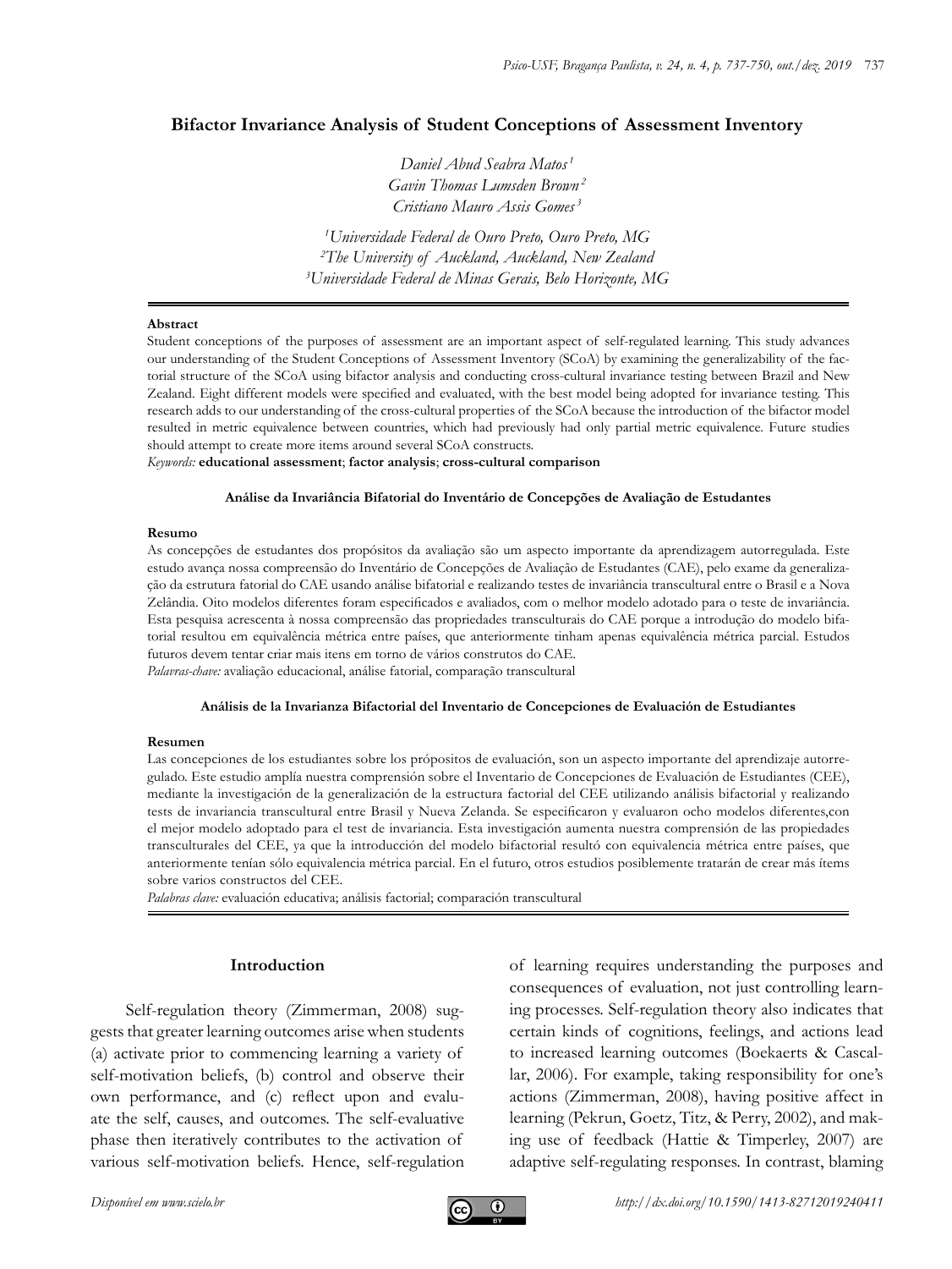# Bifactor Invariance Analysis of Student Conceptions of Assessment Inventory

*Daniel Abud Seabra Matos*[1]
*Gavin Thomas Lumsden Brown*[2]
*Cristiano Mauro Assis Gomes*[3]

[1]*Universidade Federal de Ouro Preto, Ouro Preto, MG*
[2]*The University of Auckland, Auckland, New Zealand*
[3]*Universidade Federal de Minas Gerais, Belo Horizonte, MG*

#### Abstract

Student conceptions of the purposes of assessment are an important aspect of self-regulated learning. This study advances our understanding of the Student Conceptions of Assessment Inventory (SCoA) by examining the generalizability of the factorial structure of the SCoA using bifactor analysis and conducting cross-cultural invariance testing between Brazil and New Zealand. Eight different models were specified and evaluated, with the best model being adopted for invariance testing. This research adds to our understanding of the cross-cultural properties of the SCoA because the introduction of the bifactor model resulted in metric equivalence between countries, which had previously had only partial metric equivalence. Future studies should attempt to create more items around several SCoA constructs.

*Keywords:* **educational assessment**; **factor analysis**; **cross-cultural comparison**

### Análise da Invariância Bifatorial do Inventário de Concepções de Avaliação de Estudantes

#### Resumo

As concepções de estudantes dos propósitos da avaliação são um aspecto importante da aprendizagem autorregulada. Este estudo avança nossa compreensão do Inventário de Concepções de Avaliação de Estudantes (CAE), pelo exame da generalização da estrutura fatorial do CAE usando análise bifatorial e realizando testes de invariância transcultural entre o Brasil e a Nova Zelândia. Oito modelos diferentes foram especificados e avaliados, com o melhor modelo adotado para o teste de invariância. Esta pesquisa acrescenta à nossa compreensão das propriedades transculturais do CAE porque a introdução do modelo bifatorial resultou em equivalência métrica entre países, que anteriormente tinham apenas equivalência métrica parcial. Estudos futuros devem tentar criar mais itens em torno de vários construtos do CAE.

*Palavras-chave:* avaliação educacional, análise fatorial, comparação transcultural

### Análisis de la Invarianza Bifactorial del Inventario de Concepciones de Evaluación de Estudiantes

#### Resumen

Las concepciones de los estudiantes sobre los própositos de evaluación, son un aspecto importante del aprendizaje autorregulado. Este estudio amplía nuestra comprensión sobre el Inventario de Concepciones de Evaluación de Estudiantes (CEE), mediante la investigación de la generalización de la estructura factorial del CEE utilizando análisis bifactorial y realizando tests de invariancia transcultural entre Brasil y Nueva Zelanda. Se especificaron y evaluaron ocho modelos diferentes,con el mejor modelo adoptado para el test de invariancia. Esta investigación aumenta nuestra comprensión de las propiedades transculturales del CEE, ya que la introducción del modelo bifactorial resultó con equivalencia métrica entre países, que anteriormente tenían sólo equivalencia métrica parcial. En el futuro, otros estudios posiblemente tratarán de crear más ítems sobre varios constructos del CEE.

*Palabras clave:* evaluación educativa; análisis factorial; comparación transcultural

## Introduction

Self-regulation theory (Zimmerman, 2008) suggests that greater learning outcomes arise when students (a) activate prior to commencing learning a variety of self-motivation beliefs, (b) control and observe their own performance, and (c) reflect upon and evaluate the self, causes, and outcomes. The self-evaluative phase then iteratively contributes to the activation of various self-motivation beliefs. Hence, self-regulation of learning requires understanding the purposes and consequences of evaluation, not just controlling learning processes. Self-regulation theory also indicates that certain kinds of cognitions, feelings, and actions lead to increased learning outcomes (Boekaerts & Cascallar, 2006). For example, taking responsibility for one's actions (Zimmerman, 2008), having positive affect in learning (Pekrun, Goetz, Titz, & Perry, 2002), and making use of feedback (Hattie & Timperley, 2007) are adaptive self-regulating responses. In contrast, blaming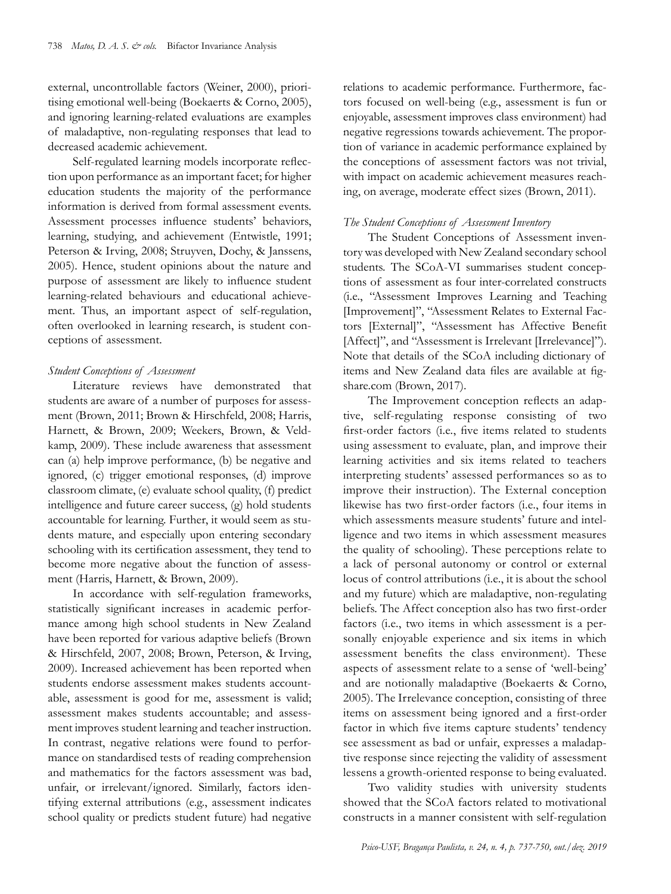external, uncontrollable factors (Weiner, 2000), prioritising emotional well-being (Boekaerts & Corno, 2005), and ignoring learning-related evaluations are examples of maladaptive, non-regulating responses that lead to decreased academic achievement.

Self-regulated learning models incorporate reflection upon performance as an important facet; for higher education students the majority of the performance information is derived from formal assessment events. Assessment processes influence students' behaviors, learning, studying, and achievement (Entwistle, 1991; Peterson & Irving, 2008; Struyven, Dochy, & Janssens, 2005). Hence, student opinions about the nature and purpose of assessment are likely to influence student learning-related behaviours and educational achievement. Thus, an important aspect of self-regulation, often overlooked in learning research, is student conceptions of assessment.

### *Student Conceptions of Assessment*

Literature reviews have demonstrated that students are aware of a number of purposes for assessment (Brown, 2011; Brown & Hirschfeld, 2008; Harris, Harnett, & Brown, 2009; Weekers, Brown, & Veldkamp, 2009). These include awareness that assessment can (a) help improve performance, (b) be negative and ignored, (c) trigger emotional responses, (d) improve classroom climate, (e) evaluate school quality, (f) predict intelligence and future career success, (g) hold students accountable for learning. Further, it would seem as students mature, and especially upon entering secondary schooling with its certification assessment, they tend to become more negative about the function of assessment (Harris, Harnett, & Brown, 2009).

In accordance with self-regulation frameworks, statistically significant increases in academic performance among high school students in New Zealand have been reported for various adaptive beliefs (Brown & Hirschfeld, 2007, 2008; Brown, Peterson, & Irving, 2009). Increased achievement has been reported when students endorse assessment makes students accountable, assessment is good for me, assessment is valid; assessment makes students accountable; and assessment improves student learning and teacher instruction. In contrast, negative relations were found to performance on standardised tests of reading comprehension and mathematics for the factors assessment was bad, unfair, or irrelevant/ignored. Similarly, factors identifying external attributions (e.g., assessment indicates school quality or predicts student future) had negative relations to academic performance. Furthermore, factors focused on well-being (e.g., assessment is fun or enjoyable, assessment improves class environment) had negative regressions towards achievement. The proportion of variance in academic performance explained by the conceptions of assessment factors was not trivial, with impact on academic achievement measures reaching, on average, moderate effect sizes (Brown, 2011).

### *The Student Conceptions of Assessment Inventory*

The Student Conceptions of Assessment inventory was developed with New Zealand secondary school students. The SCoA-VI summarises student conceptions of assessment as four inter-correlated constructs (i.e., "Assessment Improves Learning and Teaching [Improvement]", "Assessment Relates to External Factors [External]", "Assessment has Affective Benefit [Affect]", and "Assessment is Irrelevant [Irrelevance]"). Note that details of the SCoA including dictionary of items and New Zealand data files are available at figshare.com (Brown, 2017).

The Improvement conception reflects an adaptive, self-regulating response consisting of two first-order factors (i.e., five items related to students using assessment to evaluate, plan, and improve their learning activities and six items related to teachers interpreting students' assessed performances so as to improve their instruction). The External conception likewise has two first-order factors (i.e., four items in which assessments measure students' future and intelligence and two items in which assessment measures the quality of schooling). These perceptions relate to a lack of personal autonomy or control or external locus of control attributions (i.e., it is about the school and my future) which are maladaptive, non-regulating beliefs. The Affect conception also has two first-order factors (i.e., two items in which assessment is a personally enjoyable experience and six items in which assessment benefits the class environment). These aspects of assessment relate to a sense of 'well-being' and are notionally maladaptive (Boekaerts & Corno, 2005). The Irrelevance conception, consisting of three items on assessment being ignored and a first-order factor in which five items capture students' tendency see assessment as bad or unfair, expresses a maladaptive response since rejecting the validity of assessment lessens a growth-oriented response to being evaluated.

Two validity studies with university students showed that the SCoA factors related to motivational constructs in a manner consistent with self-regulation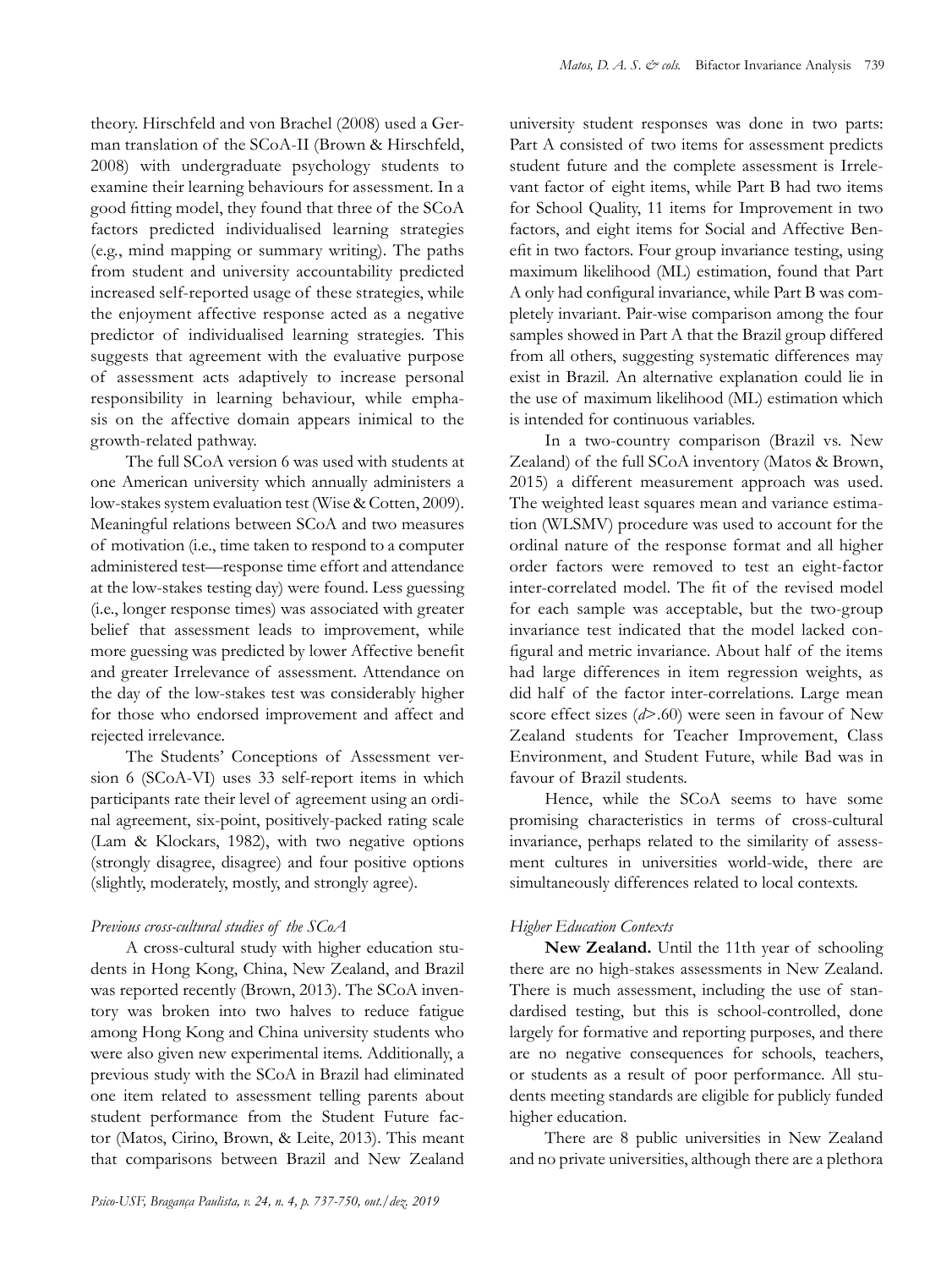theory. Hirschfeld and von Brachel (2008) used a German translation of the SCoA-II (Brown & Hirschfeld, 2008) with undergraduate psychology students to examine their learning behaviours for assessment. In a good fitting model, they found that three of the SCoA factors predicted individualised learning strategies (e.g., mind mapping or summary writing). The paths from student and university accountability predicted increased self-reported usage of these strategies, while the enjoyment affective response acted as a negative predictor of individualised learning strategies. This suggests that agreement with the evaluative purpose of assessment acts adaptively to increase personal responsibility in learning behaviour, while emphasis on the affective domain appears inimical to the growth-related pathway.

The full SCoA version 6 was used with students at one American university which annually administers a low-stakes system evaluation test (Wise & Cotten, 2009). Meaningful relations between SCoA and two measures of motivation (i.e., time taken to respond to a computer administered test—response time effort and attendance at the low-stakes testing day) were found. Less guessing (i.e., longer response times) was associated with greater belief that assessment leads to improvement, while more guessing was predicted by lower Affective benefit and greater Irrelevance of assessment. Attendance on the day of the low-stakes test was considerably higher for those who endorsed improvement and affect and rejected irrelevance.

The Students' Conceptions of Assessment version 6 (SCoA-VI) uses 33 self-report items in which participants rate their level of agreement using an ordinal agreement, six-point, positively-packed rating scale (Lam & Klockars, 1982), with two negative options (strongly disagree, disagree) and four positive options (slightly, moderately, mostly, and strongly agree).

### *Previous cross-cultural studies of the SCoA*

A cross-cultural study with higher education students in Hong Kong, China, New Zealand, and Brazil was reported recently (Brown, 2013). The SCoA inventory was broken into two halves to reduce fatigue among Hong Kong and China university students who were also given new experimental items. Additionally, a previous study with the SCoA in Brazil had eliminated one item related to assessment telling parents about student performance from the Student Future factor (Matos, Cirino, Brown, & Leite, 2013). This meant that comparisons between Brazil and New Zealand university student responses was done in two parts: Part A consisted of two items for assessment predicts student future and the complete assessment is Irrelevant factor of eight items, while Part B had two items for School Quality, 11 items for Improvement in two factors, and eight items for Social and Affective Benefit in two factors. Four group invariance testing, using maximum likelihood (ML) estimation, found that Part A only had configural invariance, while Part B was completely invariant. Pair-wise comparison among the four samples showed in Part A that the Brazil group differed from all others, suggesting systematic differences may exist in Brazil. An alternative explanation could lie in the use of maximum likelihood (ML) estimation which is intended for continuous variables.

In a two-country comparison (Brazil vs. New Zealand) of the full SCoA inventory (Matos & Brown, 2015) a different measurement approach was used. The weighted least squares mean and variance estimation (WLSMV) procedure was used to account for the ordinal nature of the response format and all higher order factors were removed to test an eight-factor inter-correlated model. The fit of the revised model for each sample was acceptable, but the two-group invariance test indicated that the model lacked configural and metric invariance. About half of the items had large differences in item regression weights, as did half of the factor inter-correlations. Large mean score effect sizes ($d$>.60) were seen in favour of New Zealand students for Teacher Improvement, Class Environment, and Student Future, while Bad was in favour of Brazil students.

Hence, while the SCoA seems to have some promising characteristics in terms of cross-cultural invariance, perhaps related to the similarity of assessment cultures in universities world-wide, there are simultaneously differences related to local contexts.

### *Higher Education Contexts*

**New Zealand.** Until the 11th year of schooling there are no high-stakes assessments in New Zealand. There is much assessment, including the use of standardised testing, but this is school-controlled, done largely for formative and reporting purposes, and there are no negative consequences for schools, teachers, or students as a result of poor performance. All students meeting standards are eligible for publicly funded higher education.

There are 8 public universities in New Zealand and no private universities, although there are a plethora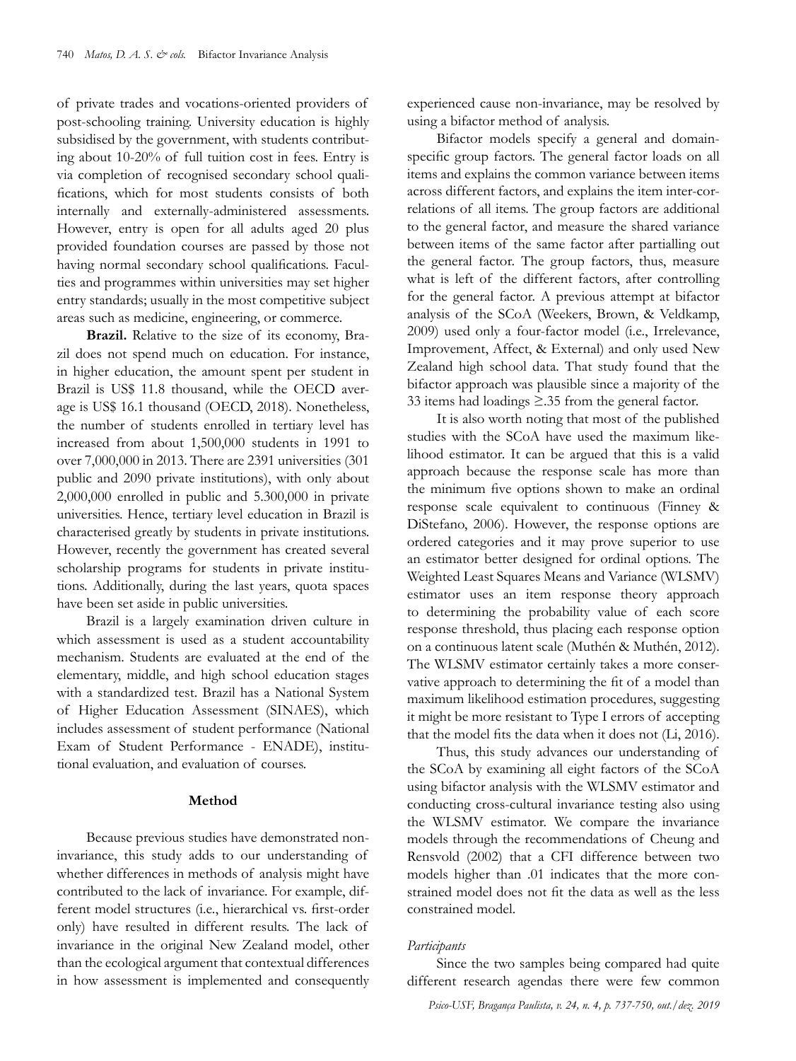of private trades and vocations-oriented providers of post-schooling training. University education is highly subsidised by the government, with students contributing about 10-20% of full tuition cost in fees. Entry is via completion of recognised secondary school qualifications, which for most students consists of both internally and externally-administered assessments. However, entry is open for all adults aged 20 plus provided foundation courses are passed by those not having normal secondary school qualifications. Faculties and programmes within universities may set higher entry standards; usually in the most competitive subject areas such as medicine, engineering, or commerce.

**Brazil.** Relative to the size of its economy, Brazil does not spend much on education. For instance, in higher education, the amount spent per student in Brazil is US$ 11.8 thousand, while the OECD average is US$ 16.1 thousand (OECD, 2018). Nonetheless, the number of students enrolled in tertiary level has increased from about 1,500,000 students in 1991 to over 7,000,000 in 2013. There are 2391 universities (301 public and 2090 private institutions), with only about 2,000,000 enrolled in public and 5.300,000 in private universities. Hence, tertiary level education in Brazil is characterised greatly by students in private institutions. However, recently the government has created several scholarship programs for students in private institutions. Additionally, during the last years, quota spaces have been set aside in public universities.

Brazil is a largely examination driven culture in which assessment is used as a student accountability mechanism. Students are evaluated at the end of the elementary, middle, and high school education stages with a standardized test. Brazil has a National System of Higher Education Assessment (SINAES), which includes assessment of student performance (National Exam of Student Performance - ENADE), institutional evaluation, and evaluation of courses.

## Method

Because previous studies have demonstrated non-invariance, this study adds to our understanding of whether differences in methods of analysis might have contributed to the lack of invariance. For example, different model structures (i.e., hierarchical vs. first-order only) have resulted in different results. The lack of invariance in the original New Zealand model, other than the ecological argument that contextual differences in how assessment is implemented and consequently experienced cause non-invariance, may be resolved by using a bifactor method of analysis.

Bifactor models specify a general and domain-specific group factors. The general factor loads on all items and explains the common variance between items across different factors, and explains the item inter-correlations of all items. The group factors are additional to the general factor, and measure the shared variance between items of the same factor after partialling out the general factor. The group factors, thus, measure what is left of the different factors, after controlling for the general factor. A previous attempt at bifactor analysis of the SCoA (Weekers, Brown, & Veldkamp, 2009) used only a four-factor model (i.e., Irrelevance, Improvement, Affect, & External) and only used New Zealand high school data. That study found that the bifactor approach was plausible since a majority of the 33 items had loadings ≥.35 from the general factor.

It is also worth noting that most of the published studies with the SCoA have used the maximum likelihood estimator. It can be argued that this is a valid approach because the response scale has more than the minimum five options shown to make an ordinal response scale equivalent to continuous (Finney & DiStefano, 2006). However, the response options are ordered categories and it may prove superior to use an estimator better designed for ordinal options. The Weighted Least Squares Means and Variance (WLSMV) estimator uses an item response theory approach to determining the probability value of each score response threshold, thus placing each response option on a continuous latent scale (Muthén & Muthén, 2012). The WLSMV estimator certainly takes a more conservative approach to determining the fit of a model than maximum likelihood estimation procedures, suggesting it might be more resistant to Type I errors of accepting that the model fits the data when it does not (Li, 2016).

Thus, this study advances our understanding of the SCoA by examining all eight factors of the SCoA using bifactor analysis with the WLSMV estimator and conducting cross-cultural invariance testing also using the WLSMV estimator. We compare the invariance models through the recommendations of Cheung and Rensvold (2002) that a CFI difference between two models higher than .01 indicates that the more constrained model does not fit the data as well as the less constrained model.

### *Participants*

Since the two samples being compared had quite different research agendas there were few common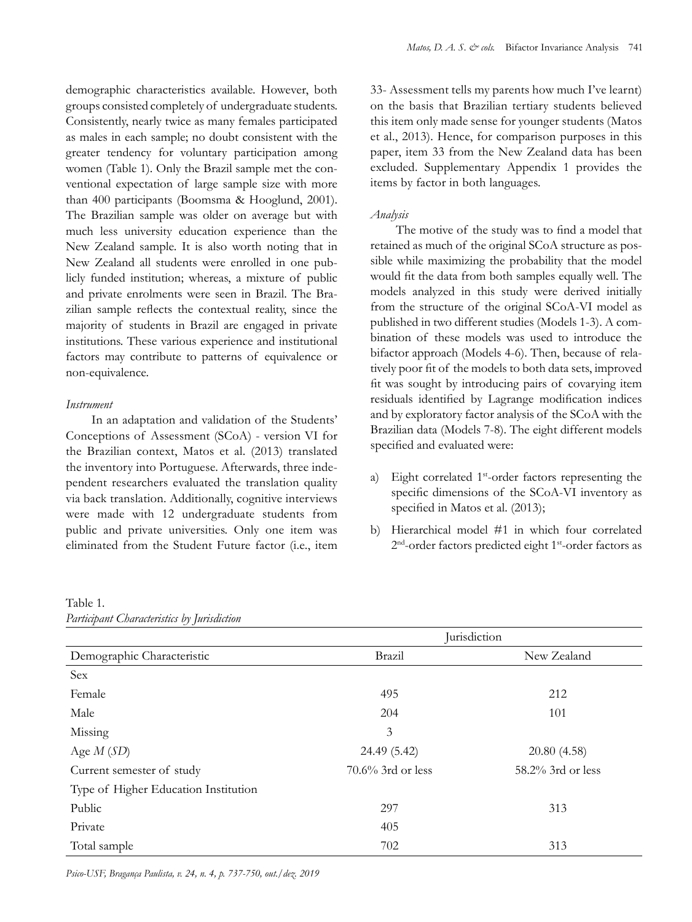demographic characteristics available. However, both groups consisted completely of undergraduate students. Consistently, nearly twice as many females participated as males in each sample; no doubt consistent with the greater tendency for voluntary participation among women (Table 1). Only the Brazil sample met the conventional expectation of large sample size with more than 400 participants (Boomsma & Hooglund, 2001). The Brazilian sample was older on average but with much less university education experience than the New Zealand sample. It is also worth noting that in New Zealand all students were enrolled in one publicly funded institution; whereas, a mixture of public and private enrolments were seen in Brazil. The Brazilian sample reflects the contextual reality, since the majority of students in Brazil are engaged in private institutions. These various experience and institutional factors may contribute to patterns of equivalence or non-equivalence.

*Instrument*

In an adaptation and validation of the Students' Conceptions of Assessment (SCoA) - version VI for the Brazilian context, Matos et al. (2013) translated the inventory into Portuguese. Afterwards, three independent researchers evaluated the translation quality via back translation. Additionally, cognitive interviews were made with 12 undergraduate students from public and private universities. Only one item was eliminated from the Student Future factor (i.e., item 33- Assessment tells my parents how much I've learnt) on the basis that Brazilian tertiary students believed this item only made sense for younger students (Matos et al., 2013). Hence, for comparison purposes in this paper, item 33 from the New Zealand data has been excluded. Supplementary Appendix 1 provides the items by factor in both languages.

*Analysis*

The motive of the study was to find a model that retained as much of the original SCoA structure as possible while maximizing the probability that the model would fit the data from both samples equally well. The models analyzed in this study were derived initially from the structure of the original SCoA-VI model as published in two different studies (Models 1-3). A combination of these models was used to introduce the bifactor approach (Models 4-6). Then, because of relatively poor fit of the models to both data sets, improved fit was sought by introducing pairs of covarying item residuals identified by Lagrange modification indices and by exploratory factor analysis of the SCoA with the Brazilian data (Models 7-8). The eight different models specified and evaluated were:

a) Eight correlated 1st-order factors representing the specific dimensions of the SCoA-VI inventory as specified in Matos et al. (2013);
b) Hierarchical model #1 in which four correlated 2nd-order factors predicted eight 1st-order factors as

Table 1.
*Participant Characteristics by Jurisdiction*

| | Jurisdiction | |
|---|---|---|
| Demographic Characteristic | Brazil | New Zealand |
| Sex | | |
| Female | 495 | 212 |
| Male | 204 | 101 |
| Missing | 3 | |
| Age *M* (*SD*) | 24.49 (5.42) | 20.80 (4.58) |
| Current semester of study | 70.6% 3rd or less | 58.2% 3rd or less |
| Type of Higher Education Institution | | |
| Public | 297 | 313 |
| Private | 405 | |
| Total sample | 702 | 313 |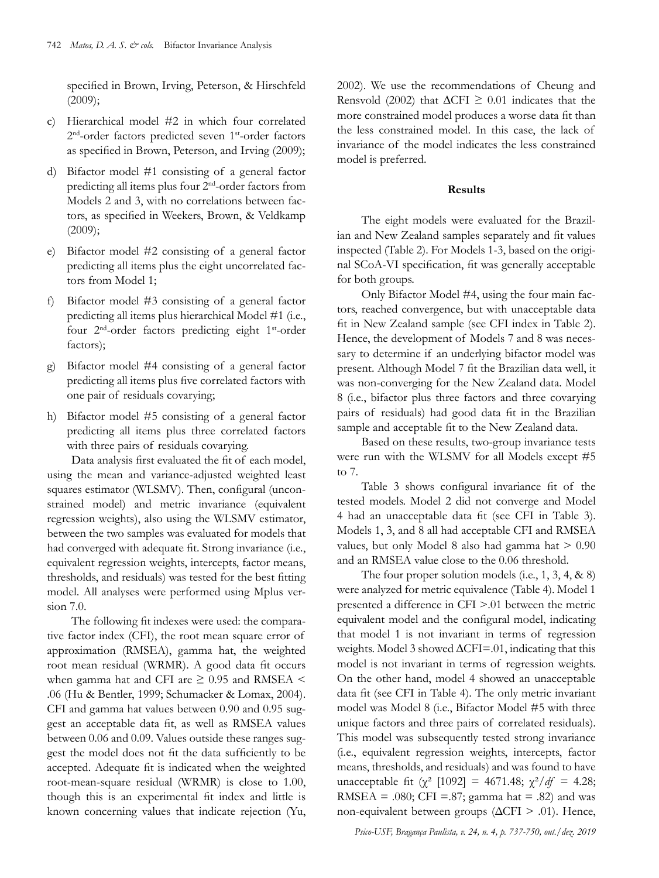specified in Brown, Irving, Peterson, & Hirschfeld (2009);

c) Hierarchical model #2 in which four correlated 2nd-order factors predicted seven 1st-order factors as specified in Brown, Peterson, and Irving (2009);

d) Bifactor model #1 consisting of a general factor predicting all items plus four 2nd-order factors from Models 2 and 3, with no correlations between factors, as specified in Weekers, Brown, & Veldkamp (2009);

e) Bifactor model #2 consisting of a general factor predicting all items plus the eight uncorrelated factors from Model 1;

f) Bifactor model #3 consisting of a general factor predicting all items plus hierarchical Model #1 (i.e., four 2nd-order factors predicting eight 1st-order factors);

g) Bifactor model #4 consisting of a general factor predicting all items plus five correlated factors with one pair of residuals covarying;

h) Bifactor model #5 consisting of a general factor predicting all items plus three correlated factors with three pairs of residuals covarying.

Data analysis first evaluated the fit of each model, using the mean and variance-adjusted weighted least squares estimator (WLSMV). Then, configural (unconstrained model) and metric invariance (equivalent regression weights), also using the WLSMV estimator, between the two samples was evaluated for models that had converged with adequate fit. Strong invariance (i.e., equivalent regression weights, intercepts, factor means, thresholds, and residuals) was tested for the best fitting model. All analyses were performed using Mplus version 7.0.

The following fit indexes were used: the comparative factor index (CFI), the root mean square error of approximation (RMSEA), gamma hat, the weighted root mean residual (WRMR). A good data fit occurs when gamma hat and CFI are $\geq$ 0.95 and RMSEA < .06 (Hu & Bentler, 1999; Schumacker & Lomax, 2004). CFI and gamma hat values between 0.90 and 0.95 suggest an acceptable data fit, as well as RMSEA values between 0.06 and 0.09. Values outside these ranges suggest the model does not fit the data sufficiently to be accepted. Adequate fit is indicated when the weighted root-mean-square residual (WRMR) is close to 1.00, though this is an experimental fit index and little is known concerning values that indicate rejection (Yu, 2002). We use the recommendations of Cheung and Rensvold (2002) that $\Delta$CFI $\geq$ 0.01 indicates that the more constrained model produces a worse data fit than the less constrained model. In this case, the lack of invariance of the model indicates the less constrained model is preferred.

## Results

The eight models were evaluated for the Brazilian and New Zealand samples separately and fit values inspected (Table 2). For Models 1-3, based on the original SCoA-VI specification, fit was generally acceptable for both groups.

Only Bifactor Model #4, using the four main factors, reached convergence, but with unacceptable data fit in New Zealand sample (see CFI index in Table 2). Hence, the development of Models 7 and 8 was necessary to determine if an underlying bifactor model was present. Although Model 7 fit the Brazilian data well, it was non-converging for the New Zealand data. Model 8 (i.e., bifactor plus three factors and three covarying pairs of residuals) had good data fit in the Brazilian sample and acceptable fit to the New Zealand data.

Based on these results, two-group invariance tests were run with the WLSMV for all Models except #5 to 7.

Table 3 shows configural invariance fit of the tested models. Model 2 did not converge and Model 4 had an unacceptable data fit (see CFI in Table 3). Models 1, 3, and 8 all had acceptable CFI and RMSEA values, but only Model 8 also had gamma hat > 0.90 and an RMSEA value close to the 0.06 threshold.

The four proper solution models (i.e., 1, 3, 4, & 8) were analyzed for metric equivalence (Table 4). Model 1 presented a difference in CFI >.01 between the metric equivalent model and the configural model, indicating that model 1 is not invariant in terms of regression weights. Model 3 showed $\Delta$CFI=.01, indicating that this model is not invariant in terms of regression weights. On the other hand, model 4 showed an unacceptable data fit (see CFI in Table 4). The only metric invariant model was Model 8 (i.e., Bifactor Model #5 with three unique factors and three pairs of correlated residuals). This model was subsequently tested strong invariance (i.e., equivalent regression weights, intercepts, factor means, thresholds, and residuals) and was found to have unacceptable fit ($\chi^2$ [1092] = 4671.48; $\chi^2/df$ = 4.28; RMSEA = .080; CFI =.87; gamma hat = .82) and was non-equivalent between groups ($\Delta$CFI > .01). Hence,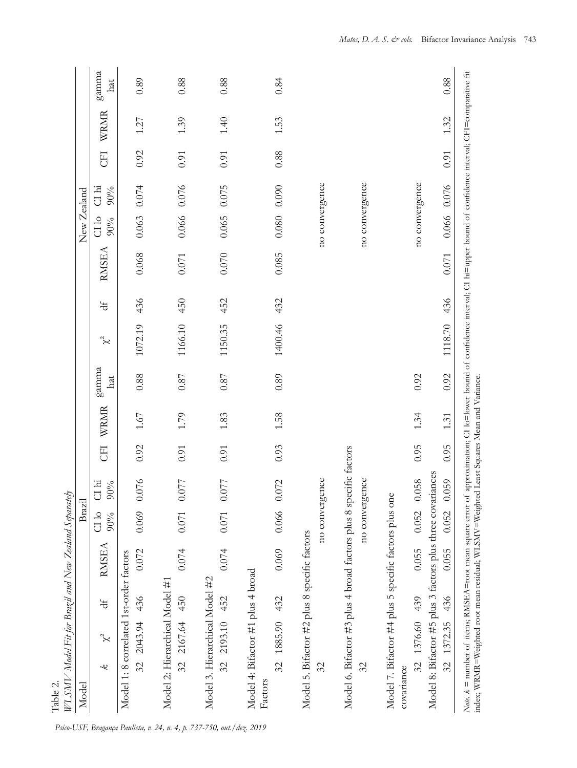Table 2.
*WLSMV Model Fit for Brazil and New Zealand Separately*

| Model | | | Brazil | | | | | | | New Zealand | | | | | | | |
|---|---|---|---|---|---|---|---|---|---|---|---|---|---|---|---|---|---|
| $k$ | $\chi^2$ | df | RMSEA | CI lo 90% | CI hi 90% | CFI | WRMR | gamma hat | $\chi^2$ | df | RMSEA | CI lo 90% | CI hi 90% | CFI | WRMR | gamma hat |
| Model 1: 8 correlated 1st-order factors | | | | | | | | | | | | | | | | |
| 32 | 2043.94 | 436 | 0.072 | 0.069 | 0.076 | 0.92 | 1.67 | 0.88 | 1072.19 | 436 | 0.068 | 0.063 | 0.074 | 0.92 | 1.27 | 0.89 |
| Model 2: Hierarchical Model #1 | | | | | | | | | | | | | | | | |
| 32 | 2167.64 | 450 | 0.074 | 0.071 | 0.077 | 0.91 | 1.79 | 0.87 | 1166.10 | 450 | 0.071 | 0.066 | 0.076 | 0.91 | 1.39 | 0.88 |
| Model 3. Hierarchical Model #2 | | | | | | | | | | | | | | | | |
| 32 | 2193.10 | 452 | 0.074 | 0.071 | 0.077 | 0.91 | 1.83 | 0.87 | 1150.35 | 452 | 0.070 | 0.065 | 0.075 | 0.91 | 1.40 | 0.88 |
| Model 4: Bifactor #1 plus 4 broad Factors | | | | | | | | | | | | | | | | |
| 32 | 1885.90 | 432 | 0.069 | 0.066 | 0.072 | 0.93 | 1.58 | 0.89 | 1400.46 | 432 | 0.085 | 0.080 | 0.090 | 0.88 | 1.53 | 0.84 |
| Model 5. Bifactor #2 plus 8 specific factors | | | | | | | | | | | | | | | | |
| 32 | | | no convergence | | | | | | | | no convergence | | | | | |
| Model 6. Bifactor #3 plus 4 broad factors plus 8 specific factors | | | | | | | | | | | | | | | | |
| 32 | | | no convergence | | | | | | | | no convergence | | | | | |
| Model 7. Bifactor #4 plus 5 specific factors plus one covariance | | | | | | | | | | | | | | | | |
| 32 | 1376.60 | 439 | 0.055 | 0.052 | 0.058 | 0.95 | 1.34 | 0.92 | | | no convergence | | | | | |
| Model 8: Bifactor #5 plus 3 factors plus three covariances | | | | | | | | | | | | | | | | |
| 32 | 1372.35 | 436 | 0.055 | 0.052 | 0.059 | 0.95 | 1.31 | 0.92 | 1118.70 | 436 | 0.071 | 0.066 | 0.076 | 0.91 | 1.32 | 0.88 |

*Note.* $k$ = number of items; RMSEA=root mean square error of approximation; CI lo=lower bound of confidence interval; CI hi=upper bound of confidence interval; CFI=comparative fit index; WRMR=Weighted root mean residual; WLSMV=Weighted Least Squares Mean and Variance.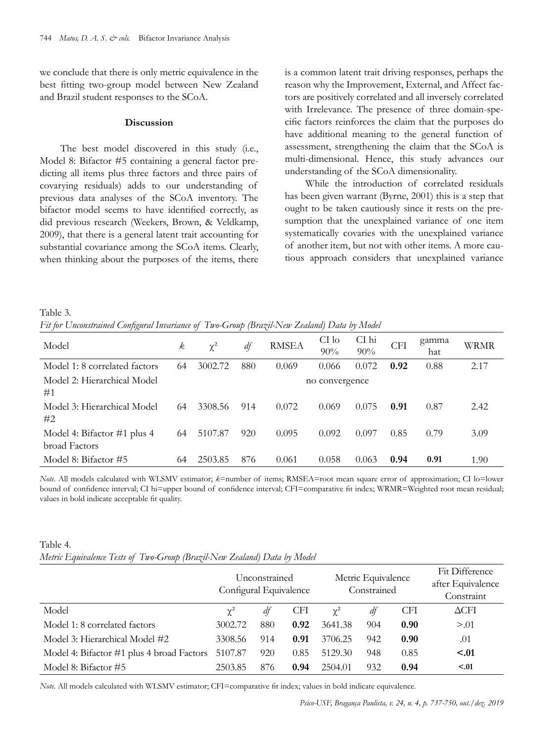we conclude that there is only metric equivalence in the best fitting two-group model between New Zealand and Brazil student responses to the SCoA.

## Discussion

The best model discovered in this study (i.e., Model 8: Bifactor #5 containing a general factor predicting all items plus three factors and three pairs of covarying residuals) adds to our understanding of previous data analyses of the SCoA inventory. The bifactor model seems to have identified correctly, as did previous research (Weekers, Brown, & Veldkamp, 2009), that there is a general latent trait accounting for substantial covariance among the SCoA items. Clearly, when thinking about the purposes of the items, there is a common latent trait driving responses, perhaps the reason why the Improvement, External, and Affect factors are positively correlated and all inversely correlated with Irrelevance. The presence of three domain-specific factors reinforces the claim that the purposes do have additional meaning to the general function of assessment, strengthening the claim that the SCoA is multi-dimensional. Hence, this study advances our understanding of the SCoA dimensionality.

While the introduction of correlated residuals has been given warrant (Byrne, 2001) this is a step that ought to be taken cautiously since it rests on the presumption that the unexplained variance of one item systematically covaries with the unexplained variance of another item, but not with other items. A more cautious approach considers that unexplained variance

Table 3.
*Fit for Unconstrained Configural Invariance of Two-Group (Brazil-New Zealand) Data by Model*

| Model | *k* | $\chi^2$ | *df* | RMSEA | CI lo 90% | CI hi 90% | CFI | gamma hat | WRMR |
|---|---|---|---|---|---|---|---|---|---|
| Model 1: 8 correlated factors | 64 | 3002.72 | 880 | 0.069 | 0.066 | 0.072 | **0.92** | 0.88 | 2.17 |
| Model 2: Hierarchical Model #1 | | | | | no convergence | | | | |
| Model 3: Hierarchical Model #2 | 64 | 3308.56 | 914 | 0.072 | 0.069 | 0.075 | **0.91** | 0.87 | 2.42 |
| Model 4: Bifactor #1 plus 4 broad Factors | 64 | 5107.87 | 920 | 0.095 | 0.092 | 0.097 | 0.85 | 0.79 | 3.09 |
| Model 8: Bifactor #5 | 64 | 2503.85 | 876 | 0.061 | 0.058 | 0.063 | **0.94** | **0.91** | 1.90 |

*Note.* All models calculated with WLSMV estimator; *k*=number of items; RMSEA=root mean square error of approximation; CI lo=lower bound of confidence interval; CI hi=upper bound of confidence interval; CFI=comparative fit index; WRMR=Weighted root mean residual; values in bold indicate acceptable fit quality.

Table 4.
*Metric Equivalence Tests of Two-Group (Brazil-New Zealand) Data by Model*

| | Unconstrained Configural Equivalence | | | Metric Equivalence Constrained | | | Fit Difference after Equivalence Constraint |
|---|---|---|---|---|---|---|---|
| Model | $\chi^2$ | *df* | CFI | $\chi^2$ | *df* | CFI | ΔCFI |
| Model 1: 8 correlated factors | 3002.72 | 880 | **0.92** | 3641.38 | 904 | **0.90** | >.01 |
| Model 3: Hierarchical Model #2 | 3308.56 | 914 | **0.91** | 3706.25 | 942 | **0.90** | .01 |
| Model 4: Bifactor #1 plus 4 broad Factors | 5107.87 | 920 | 0.85 | 5129.30 | 948 | 0.85 | **<.01** |
| Model 8: Bifactor #5 | 2503.85 | 876 | **0.94** | 2504.01 | 932 | **0.94** | **<.01** |

*Note.* All models calculated with WLSMV estimator; CFI=comparative fit index; values in bold indicate equivalence.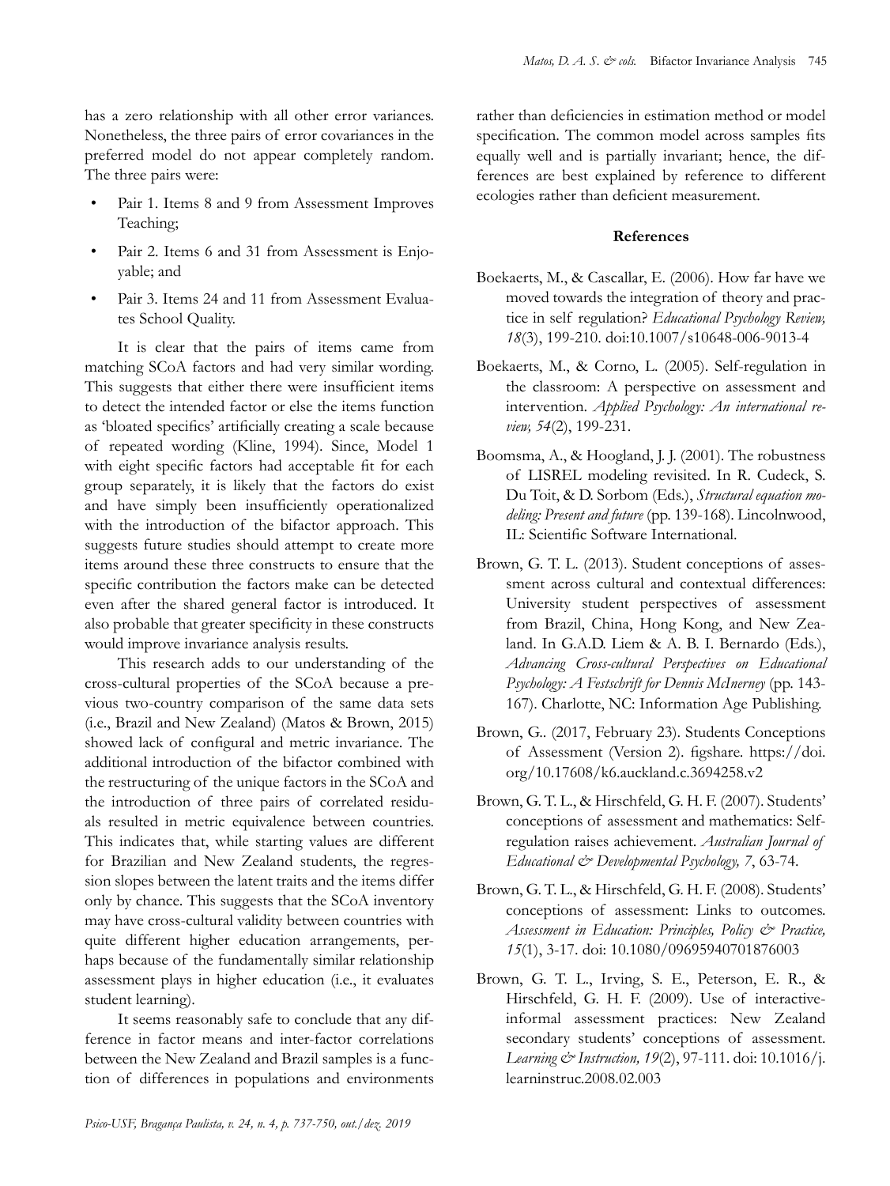has a zero relationship with all other error variances. Nonetheless, the three pairs of error covariances in the preferred model do not appear completely random. The three pairs were:

- Pair 1. Items 8 and 9 from Assessment Improves Teaching;
- Pair 2. Items 6 and 31 from Assessment is Enjoyable; and
- Pair 3. Items 24 and 11 from Assessment Evaluates School Quality.

It is clear that the pairs of items came from matching SCoA factors and had very similar wording. This suggests that either there were insufficient items to detect the intended factor or else the items function as 'bloated specifics' artificially creating a scale because of repeated wording (Kline, 1994). Since, Model 1 with eight specific factors had acceptable fit for each group separately, it is likely that the factors do exist and have simply been insufficiently operationalized with the introduction of the bifactor approach. This suggests future studies should attempt to create more items around these three constructs to ensure that the specific contribution the factors make can be detected even after the shared general factor is introduced. It also probable that greater specificity in these constructs would improve invariance analysis results.

This research adds to our understanding of the cross-cultural properties of the SCoA because a previous two-country comparison of the same data sets (i.e., Brazil and New Zealand) (Matos & Brown, 2015) showed lack of configural and metric invariance. The additional introduction of the bifactor combined with the restructuring of the unique factors in the SCoA and the introduction of three pairs of correlated residuals resulted in metric equivalence between countries. This indicates that, while starting values are different for Brazilian and New Zealand students, the regression slopes between the latent traits and the items differ only by chance. This suggests that the SCoA inventory may have cross-cultural validity between countries with quite different higher education arrangements, perhaps because of the fundamentally similar relationship assessment plays in higher education (i.e., it evaluates student learning).

It seems reasonably safe to conclude that any difference in factor means and inter-factor correlations between the New Zealand and Brazil samples is a function of differences in populations and environments rather than deficiencies in estimation method or model specification. The common model across samples fits equally well and is partially invariant; hence, the differences are best explained by reference to different ecologies rather than deficient measurement.

## References

Boekaerts, M., & Cascallar, E. (2006). How far have we moved towards the integration of theory and practice in self regulation? *Educational Psychology Review, 18*(3), 199-210. doi:10.1007/s10648-006-9013-4

Boekaerts, M., & Corno, L. (2005). Self-regulation in the classroom: A perspective on assessment and intervention. *Applied Psychology: An international review, 54*(2), 199-231.

Boomsma, A., & Hoogland, J. J. (2001). The robustness of LISREL modeling revisited. In R. Cudeck, S. Du Toit, & D. Sorbom (Eds.), *Structural equation modeling: Present and future* (pp. 139-168). Lincolnwood, IL: Scientific Software International.

Brown, G. T. L. (2013). Student conceptions of assessment across cultural and contextual differences: University student perspectives of assessment from Brazil, China, Hong Kong, and New Zealand. In G.A.D. Liem & A. B. I. Bernardo (Eds.), *Advancing Cross-cultural Perspectives on Educational Psychology: A Festschrift for Dennis McInerney* (pp. 143-167). Charlotte, NC: Information Age Publishing.

Brown, G.. (2017, February 23). Students Conceptions of Assessment (Version 2). figshare. https://doi.org/10.17608/k6.auckland.c.3694258.v2

Brown, G. T. L., & Hirschfeld, G. H. F. (2007). Students' conceptions of assessment and mathematics: Self-regulation raises achievement. *Australian Journal of Educational & Developmental Psychology, 7*, 63-74.

Brown, G. T. L., & Hirschfeld, G. H. F. (2008). Students' conceptions of assessment: Links to outcomes. *Assessment in Education: Principles, Policy & Practice, 15*(1), 3-17. doi: 10.1080/09695940701876003

Brown, G. T. L., Irving, S. E., Peterson, E. R., & Hirschfeld, G. H. F. (2009). Use of interactive-informal assessment practices: New Zealand secondary students' conceptions of assessment. *Learning & Instruction, 19*(2), 97-111. doi: 10.1016/j.learninstruc.2008.02.003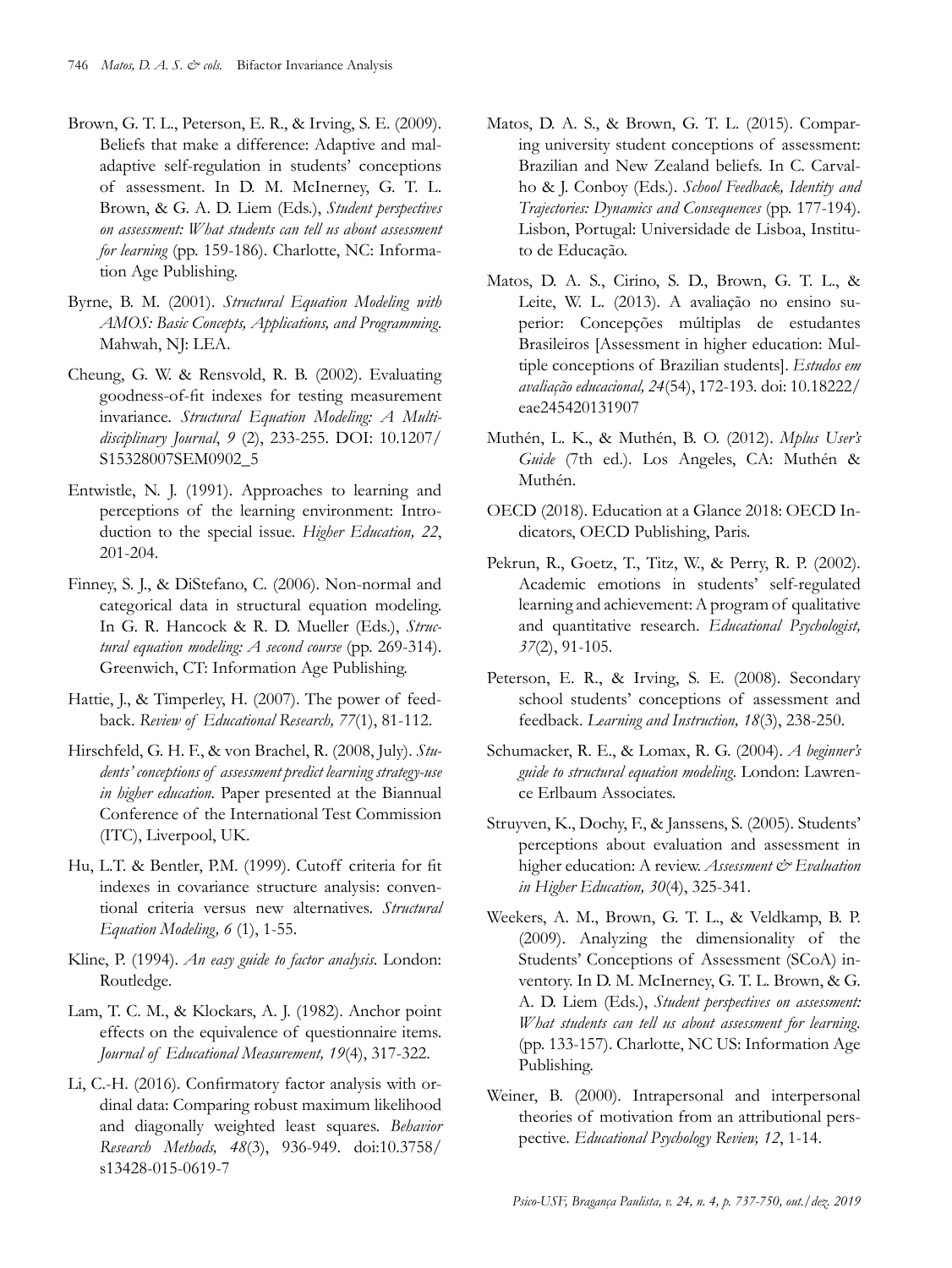Brown, G. T. L., Peterson, E. R., & Irving, S. E. (2009). Beliefs that make a difference: Adaptive and maladaptive self-regulation in students' conceptions of assessment. In D. M. McInerney, G. T. L. Brown, & G. A. D. Liem (Eds.), *Student perspectives on assessment: What students can tell us about assessment for learning* (pp. 159-186). Charlotte, NC: Information Age Publishing.

Byrne, B. M. (2001). *Structural Equation Modeling with AMOS: Basic Concepts, Applications, and Programming.* Mahwah, NJ: LEA.

Cheung, G. W. & Rensvold, R. B. (2002). Evaluating goodness-of-fit indexes for testing measurement invariance. *Structural Equation Modeling: A Multidisciplinary Journal*, *9* (2), 233-255. DOI: 10.1207/S15328007SEM0902_5

Entwistle, N. J. (1991). Approaches to learning and perceptions of the learning environment: Introduction to the special issue. *Higher Education, 22*, 201-204.

Finney, S. J., & DiStefano, C. (2006). Non-normal and categorical data in structural equation modeling. In G. R. Hancock & R. D. Mueller (Eds.), *Structural equation modeling: A second course* (pp. 269-314). Greenwich, CT: Information Age Publishing.

Hattie, J., & Timperley, H. (2007). The power of feedback. *Review of Educational Research, 77*(1), 81-112.

Hirschfeld, G. H. F., & von Brachel, R. (2008, July). *Students' conceptions of assessment predict learning strategy-use in higher education.* Paper presented at the Biannual Conference of the International Test Commission (ITC), Liverpool, UK.

Hu, L.T. & Bentler, P.M. (1999). Cutoff criteria for fit indexes in covariance structure analysis: conventional criteria versus new alternatives. *Structural Equation Modeling, 6* (1), 1-55.

Kline, P. (1994). *An easy guide to factor analysis*. London: Routledge.

Lam, T. C. M., & Klockars, A. J. (1982). Anchor point effects on the equivalence of questionnaire items. *Journal of Educational Measurement, 19*(4), 317-322.

Li, C.-H. (2016). Confirmatory factor analysis with ordinal data: Comparing robust maximum likelihood and diagonally weighted least squares. *Behavior Research Methods, 48*(3), 936-949. doi:10.3758/s13428-015-0619-7

Matos, D. A. S., & Brown, G. T. L. (2015). Comparing university student conceptions of assessment: Brazilian and New Zealand beliefs. In C. Carvalho & J. Conboy (Eds.). *School Feedback, Identity and Trajectories: Dynamics and Consequences* (pp. 177-194). Lisbon, Portugal: Universidade de Lisboa, Instituto de Educação.

Matos, D. A. S., Cirino, S. D., Brown, G. T. L., & Leite, W. L. (2013). A avaliação no ensino superior: Concepções múltiplas de estudantes Brasileiros [Assessment in higher education: Multiple conceptions of Brazilian students]. *Estudos em avaliação educacional, 24*(54), 172-193. doi: 10.18222/eae245420131907

Muthén, L. K., & Muthén, B. O. (2012). *Mplus User's Guide* (7th ed.). Los Angeles, CA: Muthén & Muthén.

OECD (2018). Education at a Glance 2018: OECD Indicators, OECD Publishing, Paris.

Pekrun, R., Goetz, T., Titz, W., & Perry, R. P. (2002). Academic emotions in students' self-regulated learning and achievement: A program of qualitative and quantitative research. *Educational Psychologist, 37*(2), 91-105.

Peterson, E. R., & Irving, S. E. (2008). Secondary school students' conceptions of assessment and feedback. *Learning and Instruction, 18*(3), 238-250.

Schumacker, R. E., & Lomax, R. G. (2004). *A beginner's guide to structural equation modeling.* London: Lawrence Erlbaum Associates.

Struyven, K., Dochy, F., & Janssens, S. (2005). Students' perceptions about evaluation and assessment in higher education: A review. *Assessment & Evaluation in Higher Education, 30*(4), 325-341.

Weekers, A. M., Brown, G. T. L., & Veldkamp, B. P. (2009). Analyzing the dimensionality of the Students' Conceptions of Assessment (SCoA) inventory. In D. M. McInerney, G. T. L. Brown, & G. A. D. Liem (Eds.), *Student perspectives on assessment: What students can tell us about assessment for learning.* (pp. 133-157). Charlotte, NC US: Information Age Publishing.

Weiner, B. (2000). Intrapersonal and interpersonal theories of motivation from an attributional perspective. *Educational Psychology Review, 12*, 1-14.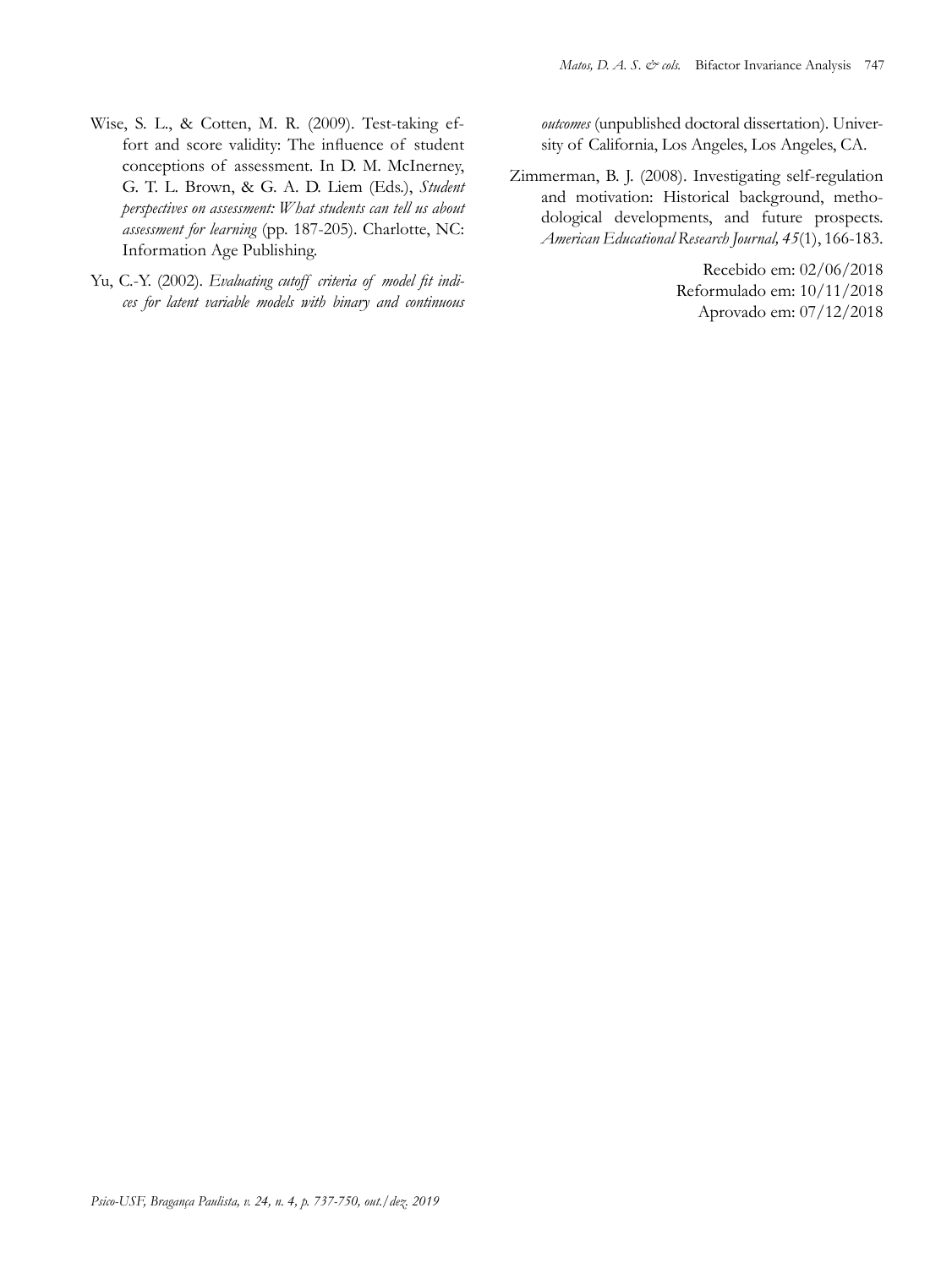Wise, S. L., & Cotten, M. R. (2009). Test-taking effort and score validity: The influence of student conceptions of assessment. In D. M. McInerney, G. T. L. Brown, & G. A. D. Liem (Eds.), *Student perspectives on assessment: What students can tell us about assessment for learning* (pp. 187-205). Charlotte, NC: Information Age Publishing.

Yu, C.-Y. (2002). *Evaluating cutoff criteria of model fit indices for latent variable models with binary and continuous outcomes* (unpublished doctoral dissertation). University of California, Los Angeles, Los Angeles, CA.

Zimmerman, B. J. (2008). Investigating self-regulation and motivation: Historical background, methodological developments, and future prospects. *American Educational Research Journal, 45*(1), 166-183.

Recebido em: 02/06/2018
Reformulado em: 10/11/2018
Aprovado em: 07/12/2018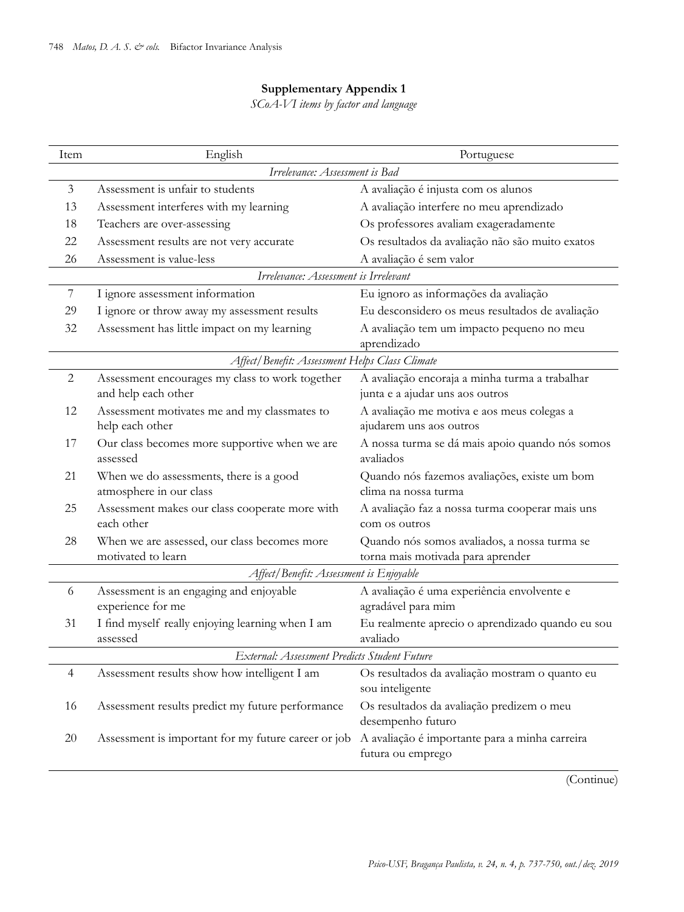**Supplementary Appendix 1**

*SCoA-VI items by factor and language*

| Item | English | Portuguese |
|---|---|---|
| | *Irrelevance: Assessment is Bad* | |
| 3 | Assessment is unfair to students | A avaliação é injusta com os alunos |
| 13 | Assessment interferes with my learning | A avaliação interfere no meu aprendizado |
| 18 | Teachers are over-assessing | Os professores avaliam exageradamente |
| 22 | Assessment results are not very accurate | Os resultados da avaliação não são muito exatos |
| 26 | Assessment is value-less | A avaliação é sem valor |
| | *Irrelevance: Assessment is Irrelevant* | |
| 7 | I ignore assessment information | Eu ignoro as informações da avaliação |
| 29 | I ignore or throw away my assessment results | Eu desconsidero os meus resultados de avaliação |
| 32 | Assessment has little impact on my learning | A avaliação tem um impacto pequeno no meu aprendizado |
| | *Affect/Benefit: Assessment Helps Class Climate* | |
| 2 | Assessment encourages my class to work together and help each other | A avaliação encoraja a minha turma a trabalhar junta e a ajudar uns aos outros |
| 12 | Assessment motivates me and my classmates to help each other | A avaliação me motiva e aos meus colegas a ajudarem uns aos outros |
| 17 | Our class becomes more supportive when we are assessed | A nossa turma se dá mais apoio quando nós somos avaliados |
| 21 | When we do assessments, there is a good atmosphere in our class | Quando nós fazemos avaliações, existe um bom clima na nossa turma |
| 25 | Assessment makes our class cooperate more with each other | A avaliação faz a nossa turma cooperar mais uns com os outros |
| 28 | When we are assessed, our class becomes more motivated to learn | Quando nós somos avaliados, a nossa turma se torna mais motivada para aprender |
| | *Affect/Benefit: Assessment is Enjoyable* | |
| 6 | Assessment is an engaging and enjoyable experience for me | A avaliação é uma experiência envolvente e agradável para mim |
| 31 | I find myself really enjoying learning when I am assessed | Eu realmente aprecio o aprendizado quando eu sou avaliado |
| | *External: Assessment Predicts Student Future* | |
| 4 | Assessment results show how intelligent I am | Os resultados da avaliação mostram o quanto eu sou inteligente |
| 16 | Assessment results predict my future performance | Os resultados da avaliação predizem o meu desempenho futuro |
| 20 | Assessment is important for my future career or job | A avaliação é importante para a minha carreira futura ou emprego |

(Continue)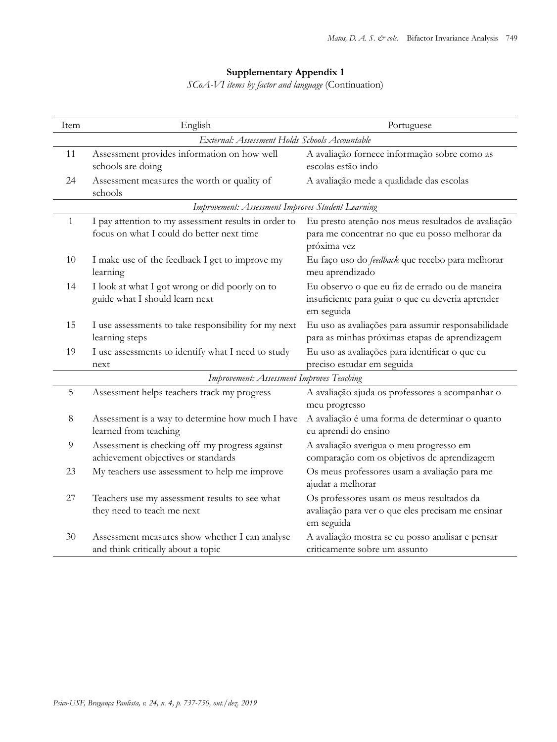**Supplementary Appendix 1**

*SCoA-VI items by factor and language* (Continuation)

| Item | English | Portuguese |
|---|---|---|
| | *External: Assessment Holds Schools Accountable* | |
| 11 | Assessment provides information on how well schools are doing | A avaliação fornece informação sobre como as escolas estão indo |
| 24 | Assessment measures the worth or quality of schools | A avaliação mede a qualidade das escolas |
| | *Improvement: Assessment Improves Student Learning* | |
| 1 | I pay attention to my assessment results in order to focus on what I could do better next time | Eu presto atenção nos meus resultados de avaliação para me concentrar no que eu posso melhorar da próxima vez |
| 10 | I make use of the feedback I get to improve my learning | Eu faço uso do *feedback* que recebo para melhorar meu aprendizado |
| 14 | I look at what I got wrong or did poorly on to guide what I should learn next | Eu observo o que eu fiz de errado ou de maneira insuficiente para guiar o que eu deveria aprender em seguida |
| 15 | I use assessments to take responsibility for my next learning steps | Eu uso as avaliações para assumir responsabilidade para as minhas próximas etapas de aprendizagem |
| 19 | I use assessments to identify what I need to study next | Eu uso as avaliações para identificar o que eu preciso estudar em seguida |
| | *Improvement: Assessment Improves Teaching* | |
| 5 | Assessment helps teachers track my progress | A avaliação ajuda os professores a acompanhar o meu progresso |
| 8 | Assessment is a way to determine how much I have learned from teaching | A avaliação é uma forma de determinar o quanto eu aprendi do ensino |
| 9 | Assessment is checking off my progress against achievement objectives or standards | A avaliação averigua o meu progresso em comparação com os objetivos de aprendizagem |
| 23 | My teachers use assessment to help me improve | Os meus professores usam a avaliação para me ajudar a melhorar |
| 27 | Teachers use my assessment results to see what they need to teach me next | Os professores usam os meus resultados da avaliação para ver o que eles precisam me ensinar em seguida |
| 30 | Assessment measures show whether I can analyse and think critically about a topic | A avaliação mostra se eu posso analisar e pensar criticamente sobre um assunto |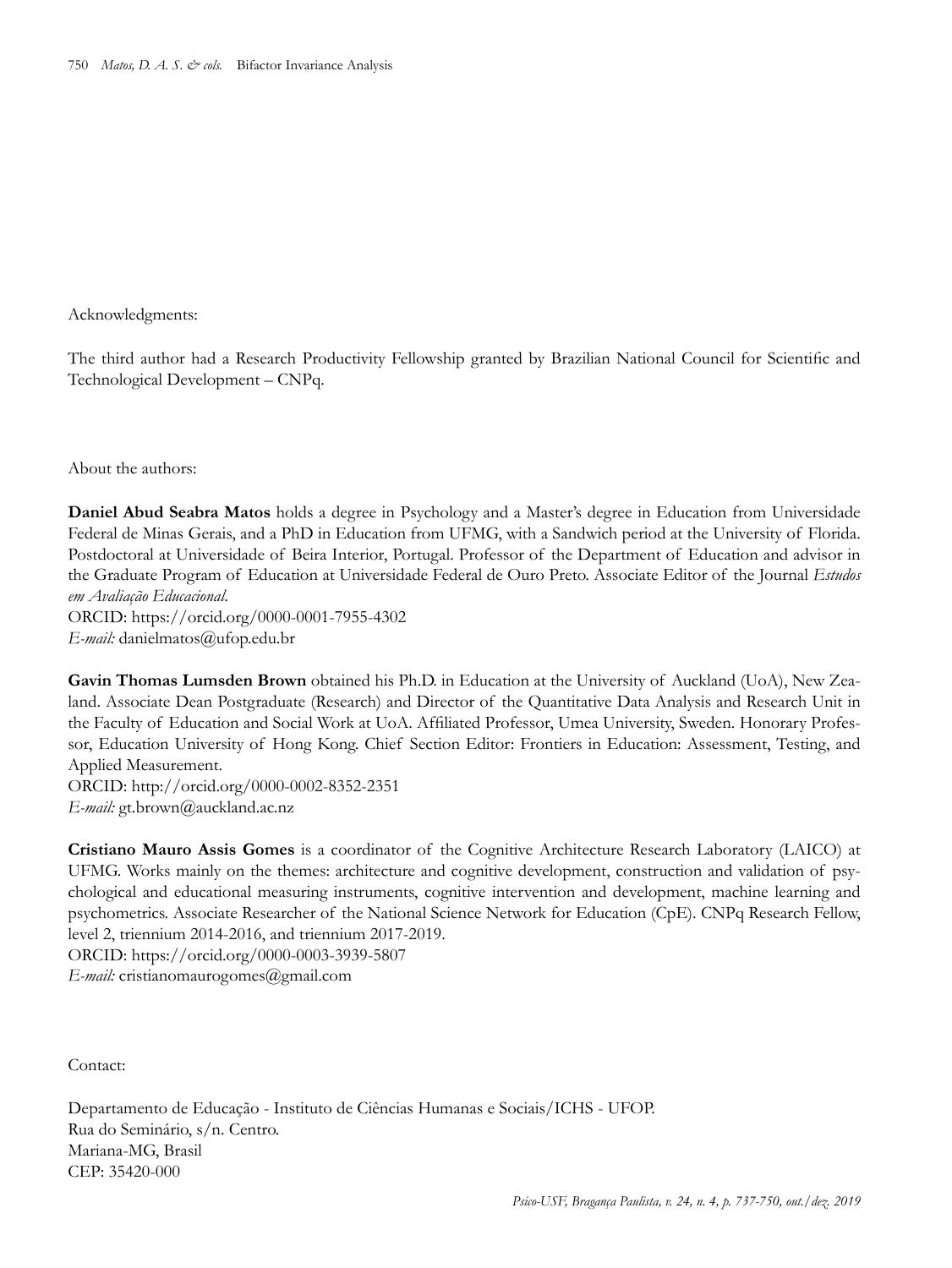Acknowledgments:

The third author had a Research Productivity Fellowship granted by Brazilian National Council for Scientific and Technological Development – CNPq.

About the authors:

**Daniel Abud Seabra Matos** holds a degree in Psychology and a Master's degree in Education from Universidade Federal de Minas Gerais, and a PhD in Education from UFMG, with a Sandwich period at the University of Florida. Postdoctoral at Universidade of Beira Interior, Portugal. Professor of the Department of Education and advisor in the Graduate Program of Education at Universidade Federal de Ouro Preto. Associate Editor of the Journal *Estudos em Avaliação Educacional*.
ORCID: https://orcid.org/0000-0001-7955-4302
*E-mail:* danielmatos@ufop.edu.br

**Gavin Thomas Lumsden Brown** obtained his Ph.D. in Education at the University of Auckland (UoA), New Zealand. Associate Dean Postgraduate (Research) and Director of the Quantitative Data Analysis and Research Unit in the Faculty of Education and Social Work at UoA. Affiliated Professor, Umea University, Sweden. Honorary Professor, Education University of Hong Kong. Chief Section Editor: Frontiers in Education: Assessment, Testing, and Applied Measurement.
ORCID: http://orcid.org/0000-0002-8352-2351
*E-mail:* gt.brown@auckland.ac.nz

**Cristiano Mauro Assis Gomes** is a coordinator of the Cognitive Architecture Research Laboratory (LAICO) at UFMG. Works mainly on the themes: architecture and cognitive development, construction and validation of psychological and educational measuring instruments, cognitive intervention and development, machine learning and psychometrics. Associate Researcher of the National Science Network for Education (CpE). CNPq Research Fellow, level 2, triennium 2014-2016, and triennium 2017-2019.
ORCID: https://orcid.org/0000-0003-3939-5807
*E-mail:* cristianomaurogomes@gmail.com

Contact:

Departamento de Educação - Instituto de Ciências Humanas e Sociais/ICHS - UFOP.
Rua do Seminário, s/n. Centro.
Mariana-MG, Brasil
CEP: 35420-000